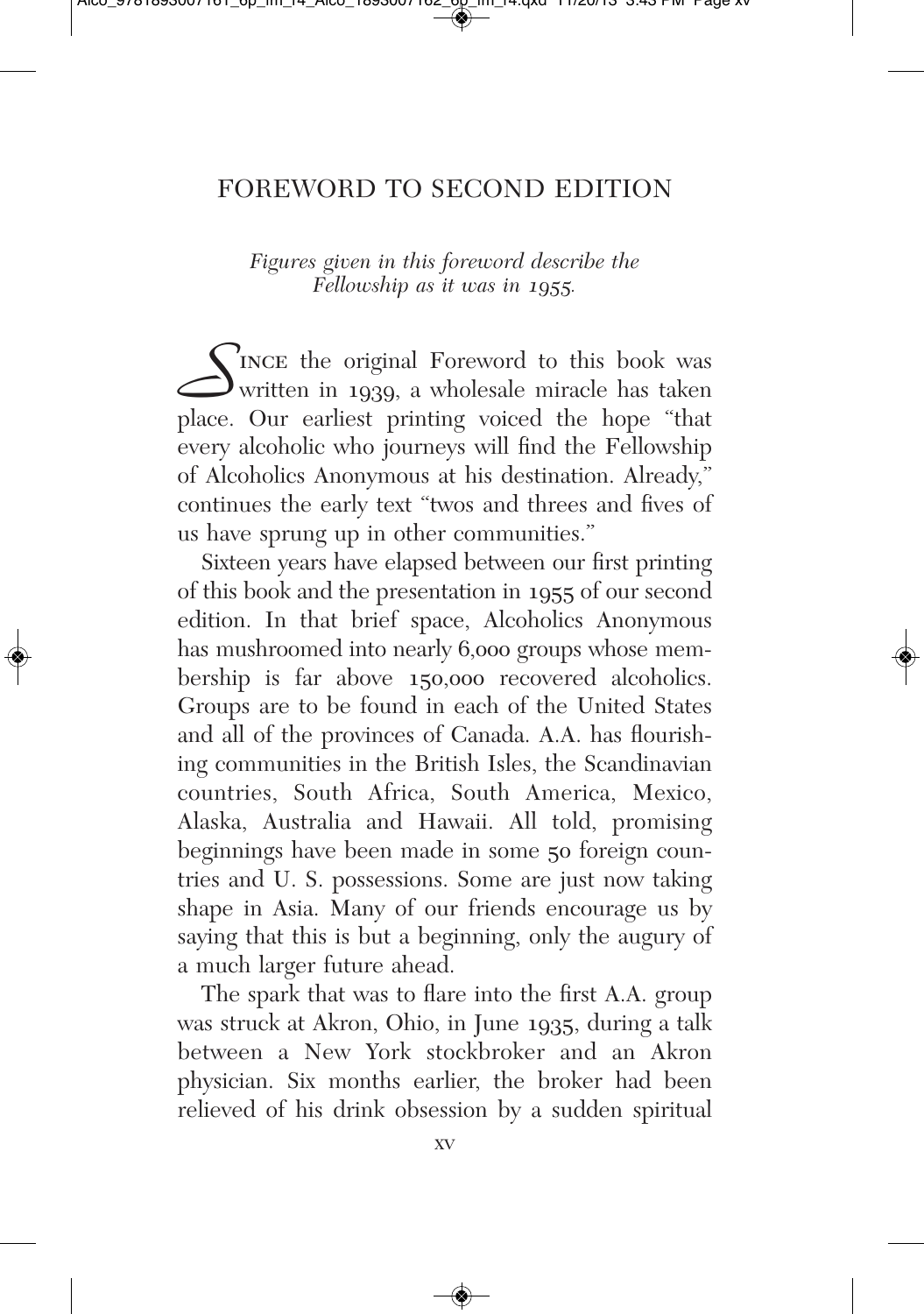# FOREWORD TO SECOND EDITION

*Figures given in this foreword describe the Fellowship as it was in 1955.*

Since the original Foreword to this book was written in 1939, a wholesale miracle has taken place. Our earliest printing voiced the hope "that every alcoholic who journeys will find the Fellowship of Alcoholics Anonymous at his destination. Already," continues the early text "twos and threes and fives of us have sprung up in other communities."

Sixteen years have elapsed between our first printing of this book and the presentation in 1955 of our second edition. In that brief space, Alcoholics Anonymous has mushroomed into nearly 6,000 groups whose membership is far above 150,000 recovered alcoholics. Groups are to be found in each of the United States and all of the provinces of Canada. A.A. has flourishing communities in the British Isles, the Scandinavian countries, South Africa, South America, Mexico, Alaska, Australia and Hawaii. All told, promising beginnings have been made in some 50 foreign countries and U. S. possessions. Some are just now taking shape in Asia. Many of our friends encourage us by saying that this is but a beginning, only the augury of a much larger future ahead.

The spark that was to flare into the first A.A. group was struck at Akron, Ohio, in June 1935, during a talk between a New York stockbroker and an Akron physician. Six months earlier, the broker had been relieved of his drink obsession by a sudden spiritual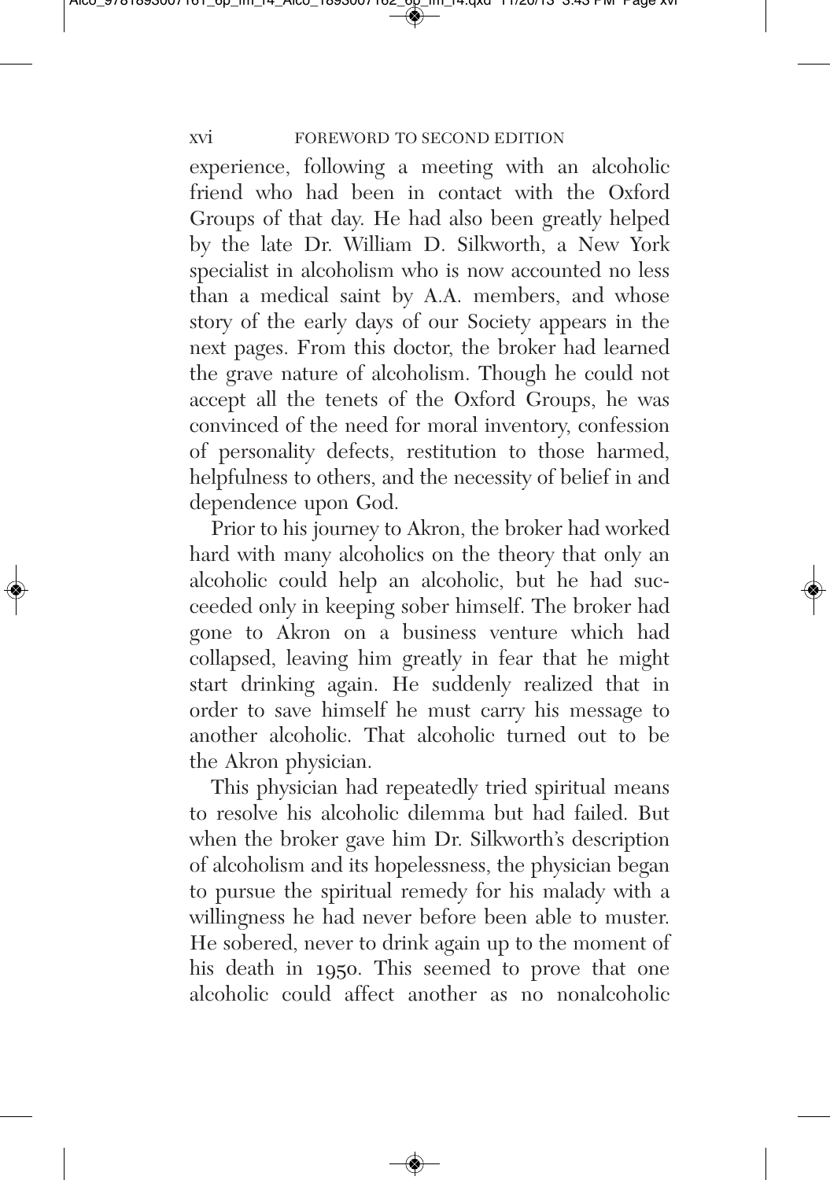experience, following a meeting with an alcoholic friend who had been in contact with the Oxford Groups of that day. He had also been greatly helped by the late Dr. William D. Silkworth, a New York specialist in alcoholism who is now accounted no less than a medical saint by A.A. members, and whose story of the early days of our Society appears in the next pages. From this doctor, the broker had learned the grave nature of alcoholism. Though he could not accept all the tenets of the Oxford Groups, he was convinced of the need for moral inventory, confession of personality defects, restitution to those harmed, helpfulness to others, and the necessity of belief in and dependence upon God.

Prior to his journey to Akron, the broker had worked hard with many alcoholics on the theory that only an alcoholic could help an alcoholic, but he had succeeded only in keeping sober himself. The broker had gone to Akron on a business venture which had collapsed, leaving him greatly in fear that he might start drinking again. He suddenly realized that in order to save himself he must carry his message to another alcoholic. That alcoholic turned out to be the Akron physician.

This physician had repeatedly tried spiritual means to resolve his alcoholic dilemma but had failed. But when the broker gave him Dr. Silkworth's description of alcoholism and its hopelessness, the physician began to pursue the spiritual remedy for his malady with a willingness he had never before been able to muster. He sobered, never to drink again up to the moment of his death in 1950. This seemed to prove that one alcoholic could affect another as no nonalcoholic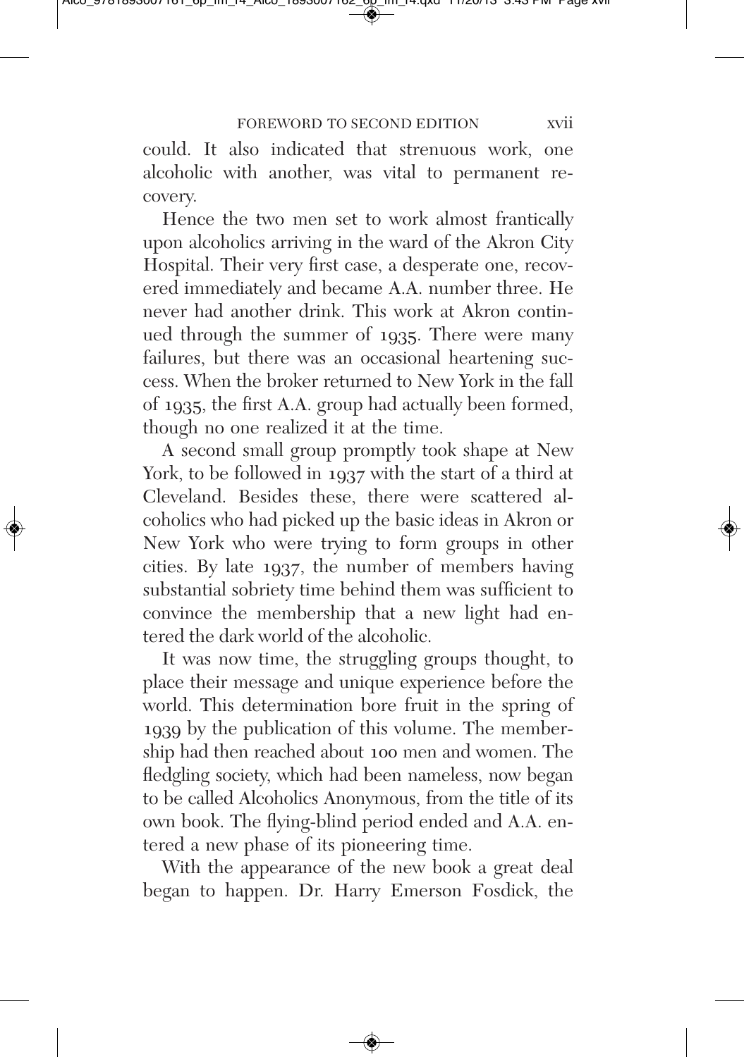could. It also indicated that strenuous work, one alcoholic with another, was vital to permanent recovery.

Hence the two men set to work almost frantically upon alcoholics arriving in the ward of the Akron City Hospital. Their very first case, a desperate one, recovered immediately and became A.A. number three. He never had another drink. This work at Akron continued through the summer of 1935. There were many failures, but there was an occasional heartening success. When the broker returned to New York in the fall of 1935, the first A.A. group had actually been formed, though no one realized it at the time.

A second small group promptly took shape at New York, to be followed in 1937 with the start of a third at Cleveland. Besides these, there were scattered alcoholics who had picked up the basic ideas in Akron or New York who were trying to form groups in other cities. By late 1937, the number of members having substantial sobriety time behind them was sufficient to convince the membership that a new light had entered the dark world of the alcoholic.

It was now time, the struggling groups thought, to place their message and unique experience before the world. This determination bore fruit in the spring of 1939 by the publication of this volume. The membership had then reached about 100 men and women. The fledgling society, which had been nameless, now began to be called Alcoholics Anonymous, from the title of its own book. The flying-blind period ended and A.A. entered a new phase of its pioneering time.

With the appearance of the new book a great deal began to happen. Dr. Harry Emerson Fosdick, the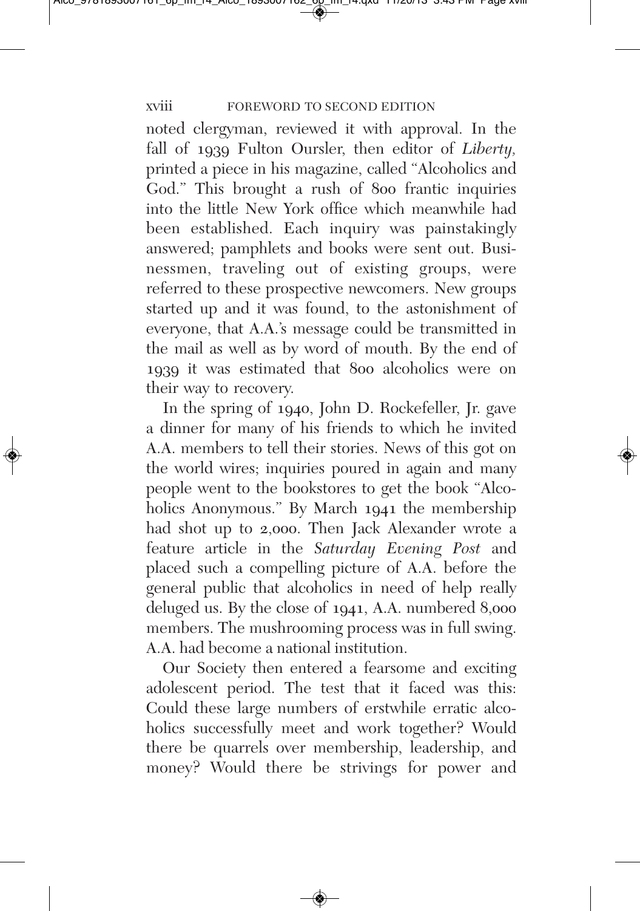noted clergyman, reviewed it with approval. In the fall of 1939 Fulton Oursler, then editor of *Liberty,* printed a piece in his magazine, called "Alcoholics and God." This brought a rush of 800 frantic inquiries into the little New York office which meanwhile had been established. Each inquiry was painstakingly answered; pamphlets and books were sent out. Businessmen, traveling out of existing groups, were referred to these prospective newcomers. New groups started up and it was found, to the astonishment of everyone, that A.A.'s message could be transmitted in the mail as well as by word of mouth. By the end of 1939 it was estimated that 800 alcoholics were on their way to recovery.

In the spring of 1940, John D. Rockefeller, Jr. gave a dinner for many of his friends to which he invited A.A. members to tell their stories. News of this got on the world wires; inquiries poured in again and many people went to the bookstores to get the book "Alcoholics Anonymous." By March 1941 the membership had shot up to 2,000. Then Jack Alexander wrote a feature article in the *Saturday Evening Post* and placed such a compelling picture of A.A. before the general public that alcoholics in need of help really deluged us. By the close of 1941, A.A. numbered 8,000 members. The mushrooming process was in full swing. A.A. had become a national institution.

Our Society then entered a fearsome and exciting adolescent period. The test that it faced was this: Could these large numbers of erstwhile erratic alcoholics successfully meet and work together? Would there be quarrels over membership, leadership, and money? Would there be strivings for power and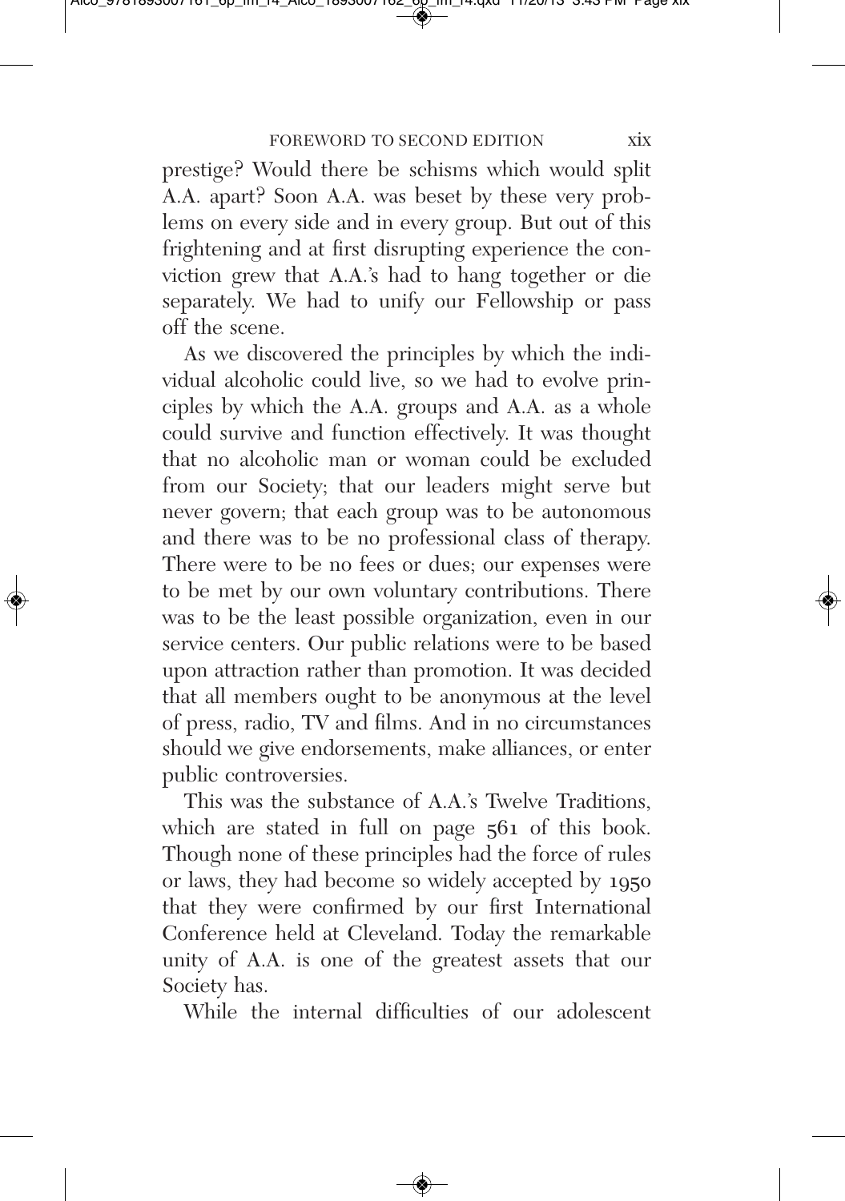prestige? Would there be schisms which would split A.A. apart? Soon A.A. was beset by these very problems on every side and in every group. But out of this frightening and at first disrupting experience the conviction grew that A.A.'s had to hang together or die separately. We had to unify our Fellowship or pass off the scene.

As we discovered the principles by which the individual alcoholic could live, so we had to evolve principles by which the A.A. groups and A.A. as a whole could survive and function effectively. It was thought that no alcoholic man or woman could be excluded from our Society; that our leaders might serve but never govern; that each group was to be autonomous and there was to be no professional class of therapy. There were to be no fees or dues; our expenses were to be met by our own voluntary contributions. There was to be the least possible organization, even in our service centers. Our public relations were to be based upon attraction rather than promotion. It was decided that all members ought to be anonymous at the level of press, radio, TV and films. And in no circumstances should we give endorsements, make alliances, or enter public controversies.

This was the substance of A.A.'s Twelve Traditions, which are stated in full on page 561 of this book. Though none of these principles had the force of rules or laws, they had become so widely accepted by 1950 that they were confirmed by our first International Conference held at Cleveland. Today the remarkable unity of A.A. is one of the greatest assets that our Society has.

While the internal difficulties of our adolescent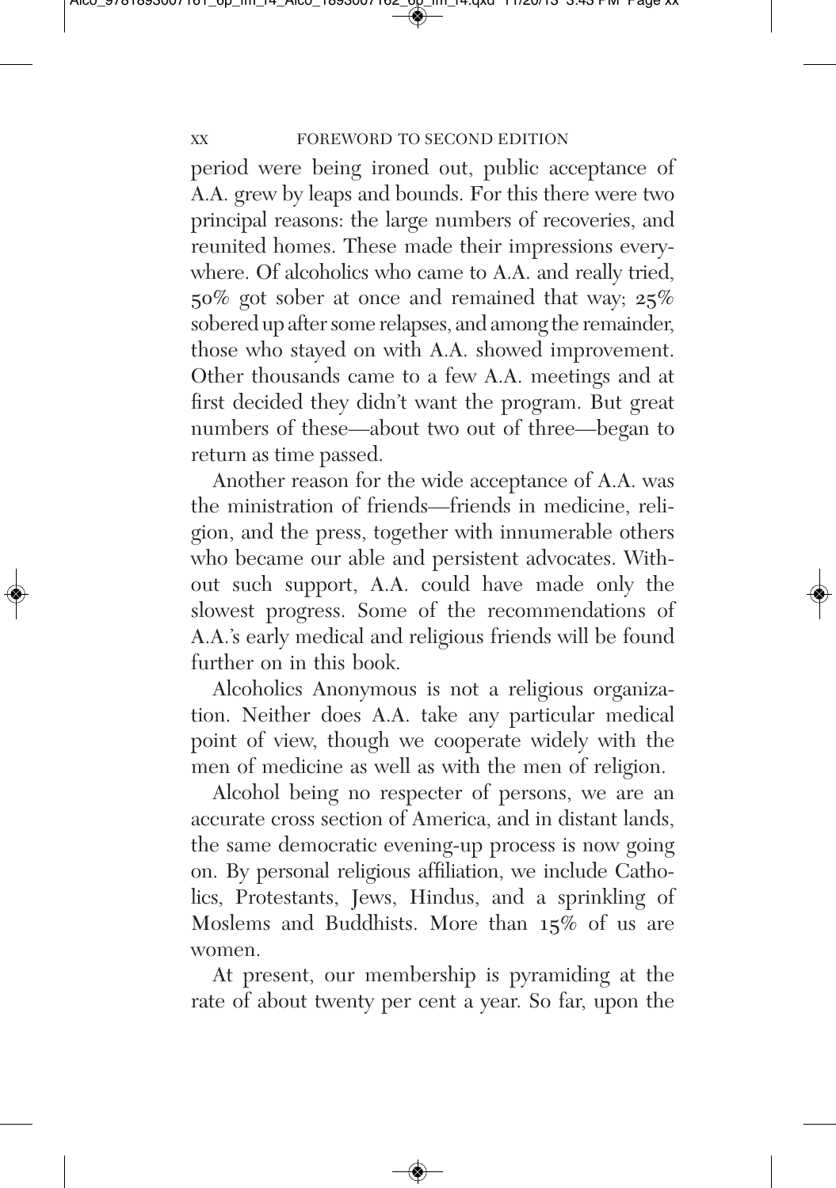period were being ironed out, public acceptance of A.A. grew by leaps and bounds. For this there were two principal reasons: the large numbers of recoveries, and reunited homes. These made their impressions everywhere. Of alcoholics who came to A.A. and really tried, 50% got sober at once and remained that way; 25% sobered up after some relapses, and among the remainder, those who stayed on with A.A. showed improvement. Other thousands came to a few A.A. meetings and at first decided they didn't want the program. But great numbers of these—about two out of three—began to return as time passed.

Another reason for the wide acceptance of A.A. was the ministration of friends—friends in medicine, religion, and the press, together with innumerable others who became our able and persistent advocates. Without such support, A.A. could have made only the slowest progress. Some of the recommendations of A.A.'s early medical and religious friends will be found further on in this book.

Alcoholics Anonymous is not a religious organization. Neither does A.A. take any particular medical point of view, though we cooperate widely with the men of medicine as well as with the men of religion.

Alcohol being no respecter of persons, we are an accurate cross section of America, and in distant lands, the same democratic evening-up process is now going on. By personal religious affiliation, we include Catholics, Protestants, Jews, Hindus, and a sprinkling of Moslems and Buddhists. More than 15% of us are women.

At present, our membership is pyramiding at the rate of about twenty per cent a year. So far, upon the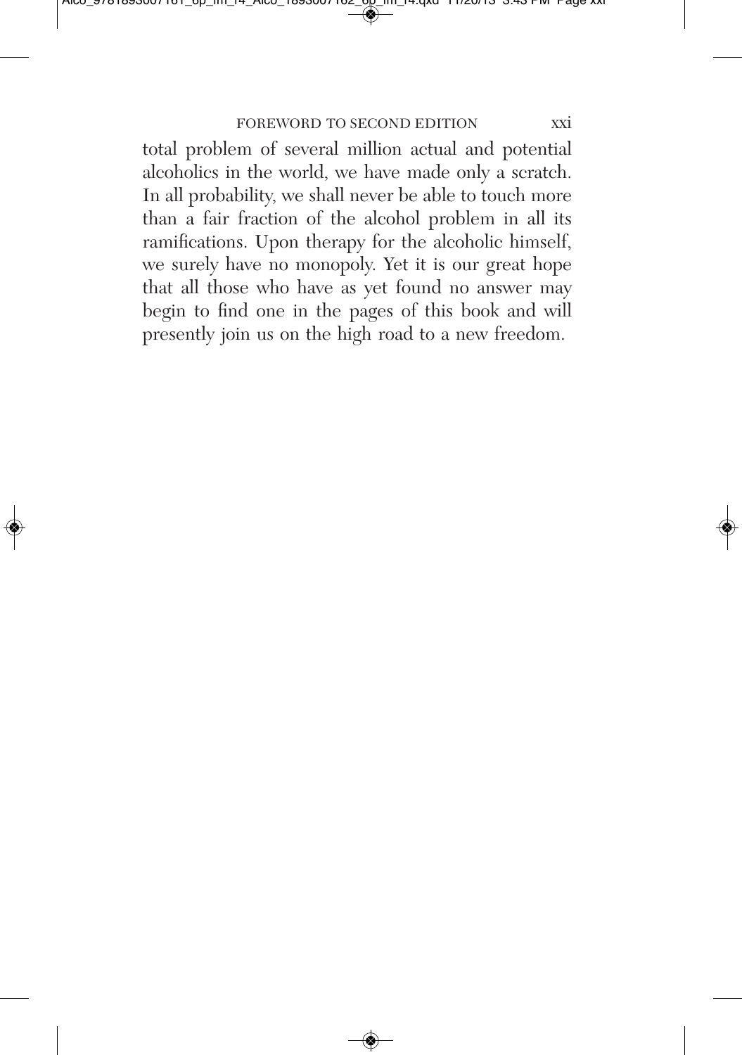total problem of several million actual and potential alcoholics in the world, we have made only a scratch. In all probability, we shall never be able to touch more than a fair fraction of the alcohol problem in all its ramifications. Upon therapy for the alcoholic himself, we surely have no monopoly. Yet it is our great hope that all those who have as yet found no answer may begin to find one in the pages of this book and will presently join us on the high road to a new freedom.